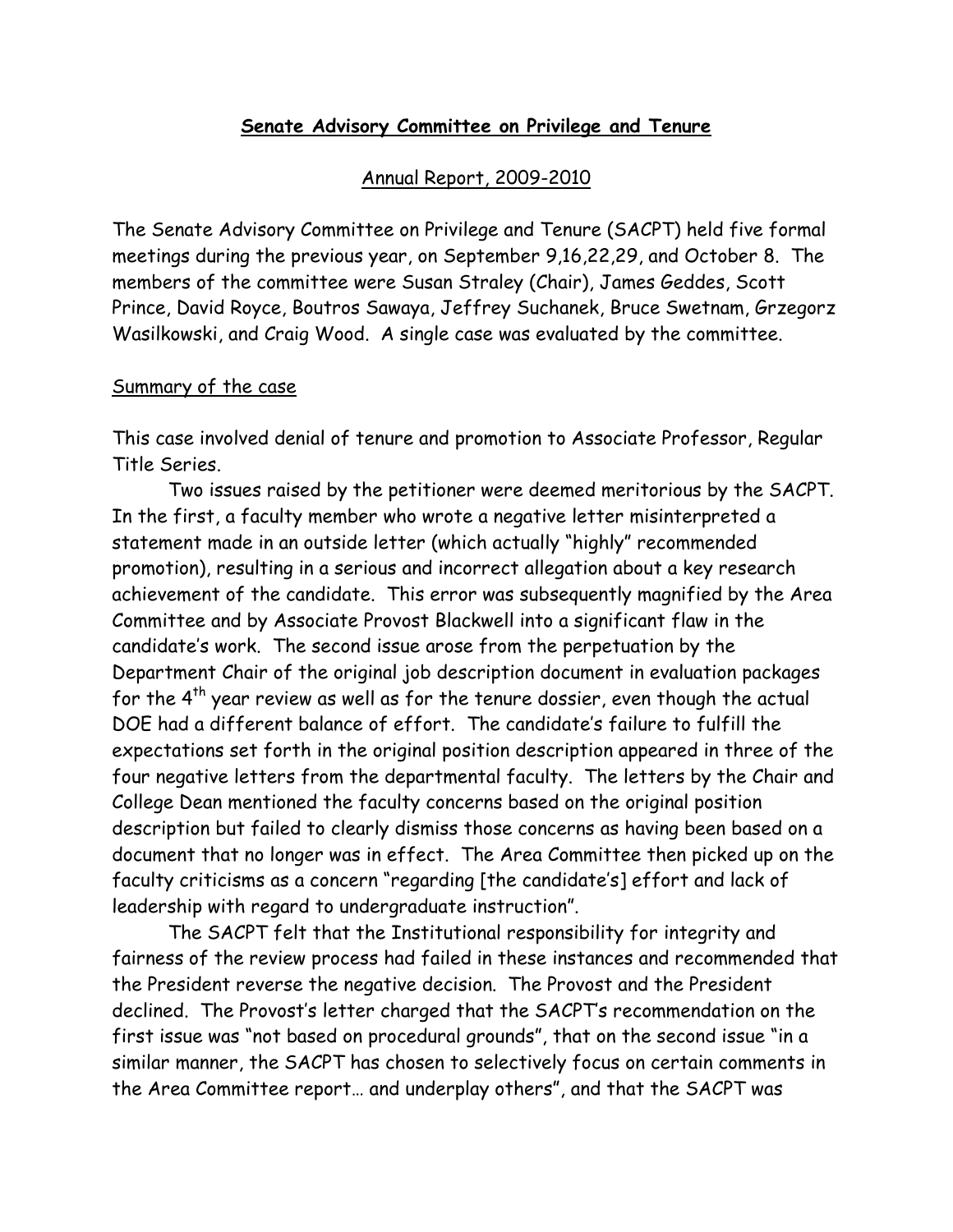# Senate Advisory Committee on Privilege and Tenure

## Annual Report, 2009-2010

The Senate Advisory Committee on Privilege and Tenure (SACPT) held five formal meetings during the previous year, on September 9,16,22,29, and October 8. The members of the committee were Susan Straley (Chair), James Geddes, Scott Prince, David Royce, Boutros Sawaya, Jeffrey Suchanek, Bruce Swetnam, Grzegorz Wasilkowski, and Craig Wood. A single case was evaluated by the committee.

### Summary of the case

This case involved denial of tenure and promotion to Associate Professor, Regular Title Series.

Two issues raised by the petitioner were deemed meritorious by the SACPT. In the first, a faculty member who wrote a negative letter misinterpreted a statement made in an outside letter (which actually "highly" recommended promotion), resulting in a serious and incorrect allegation about a key research achievement of the candidate. This error was subsequently magnified by the Area Committee and by Associate Provost Blackwell into a significant flaw in the candidate's work. The second issue arose from the perpetuation by the Department Chair of the original job description document in evaluation packages for the 4th year review as well as for the tenure dossier, even though the actual DOE had a different balance of effort. The candidate's failure to fulfill the expectations set forth in the original position description appeared in three of the four negative letters from the departmental faculty. The letters by the Chair and College Dean mentioned the faculty concerns based on the original position description but failed to clearly dismiss those concerns as having been based on a document that no longer was in effect. The Area Committee then picked up on the faculty criticisms as a concern "regarding [the candidate's] effort and lack of leadership with regard to undergraduate instruction".

The SACPT felt that the Institutional responsibility for integrity and fairness of the review process had failed in these instances and recommended that the President reverse the negative decision. The Provost and the President declined. The Provost's letter charged that the SACPT's recommendation on the first issue was "not based on procedural grounds", that on the second issue "in a similar manner, the SACPT has chosen to selectively focus on certain comments in the Area Committee report… and underplay others", and that the SACPT was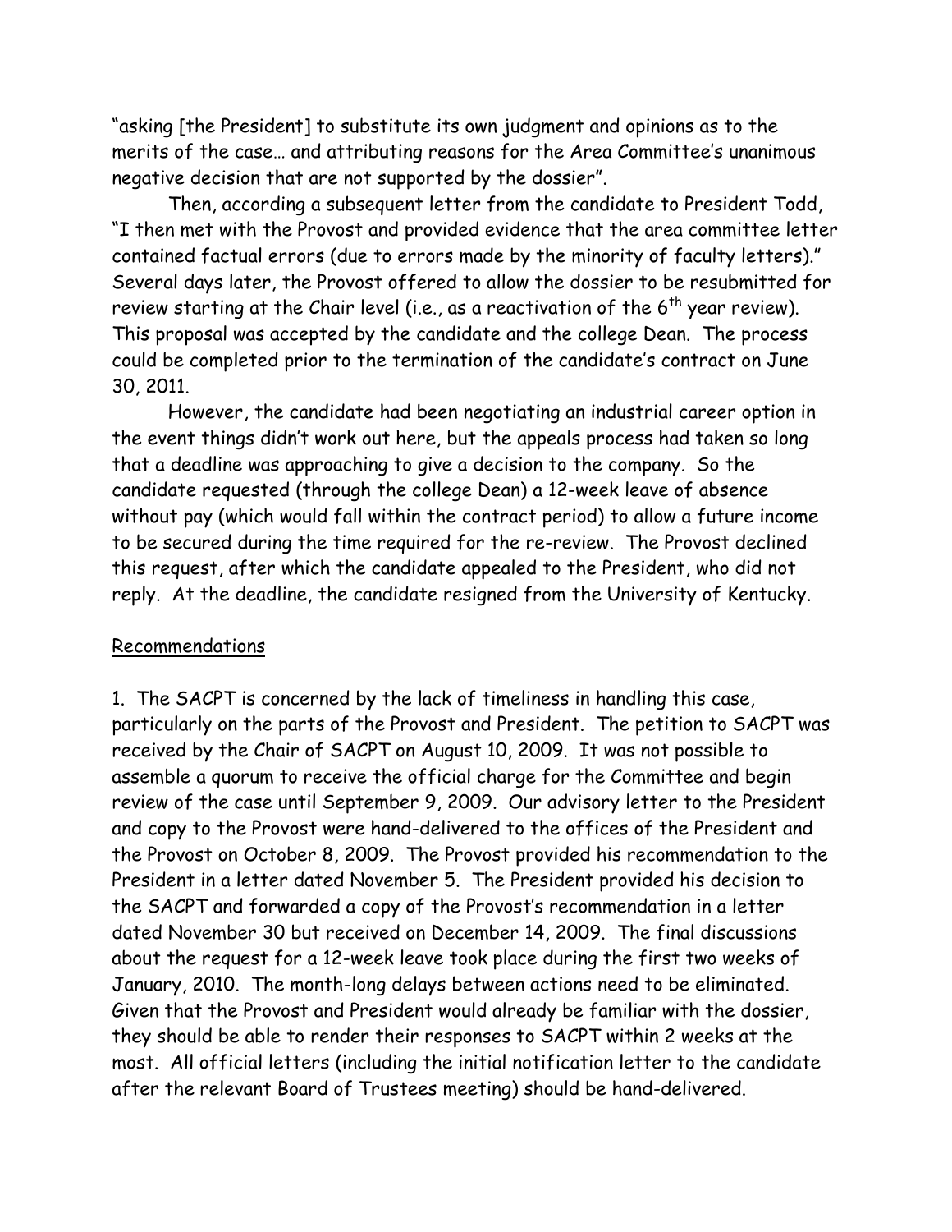"asking [the President] to substitute its own judgment and opinions as to the merits of the case… and attributing reasons for the Area Committee's unanimous negative decision that are not supported by the dossier".

Then, according a subsequent letter from the candidate to President Todd, "I then met with the Provost and provided evidence that the area committee letter contained factual errors (due to errors made by the minority of faculty letters)." Several days later, the Provost offered to allow the dossier to be resubmitted for review starting at the Chair level (i.e., as a reactivation of the 6th year review). This proposal was accepted by the candidate and the college Dean. The process could be completed prior to the termination of the candidate's contract on June 30, 2011.

However, the candidate had been negotiating an industrial career option in the event things didn't work out here, but the appeals process had taken so long that a deadline was approaching to give a decision to the company. So the candidate requested (through the college Dean) a 12-week leave of absence without pay (which would fall within the contract period) to allow a future income to be secured during the time required for the re-review. The Provost declined this request, after which the candidate appealed to the President, who did not reply. At the deadline, the candidate resigned from the University of Kentucky.

## Recommendations

1. The SACPT is concerned by the lack of timeliness in handling this case, particularly on the parts of the Provost and President. The petition to SACPT was received by the Chair of SACPT on August 10, 2009. It was not possible to assemble a quorum to receive the official charge for the Committee and begin review of the case until September 9, 2009. Our advisory letter to the President and copy to the Provost were hand-delivered to the offices of the President and the Provost on October 8, 2009. The Provost provided his recommendation to the President in a letter dated November 5. The President provided his decision to the SACPT and forwarded a copy of the Provost's recommendation in a letter dated November 30 but received on December 14, 2009. The final discussions about the request for a 12-week leave took place during the first two weeks of January, 2010. The month-long delays between actions need to be eliminated. Given that the Provost and President would already be familiar with the dossier, they should be able to render their responses to SACPT within 2 weeks at the most. All official letters (including the initial notification letter to the candidate after the relevant Board of Trustees meeting) should be hand-delivered.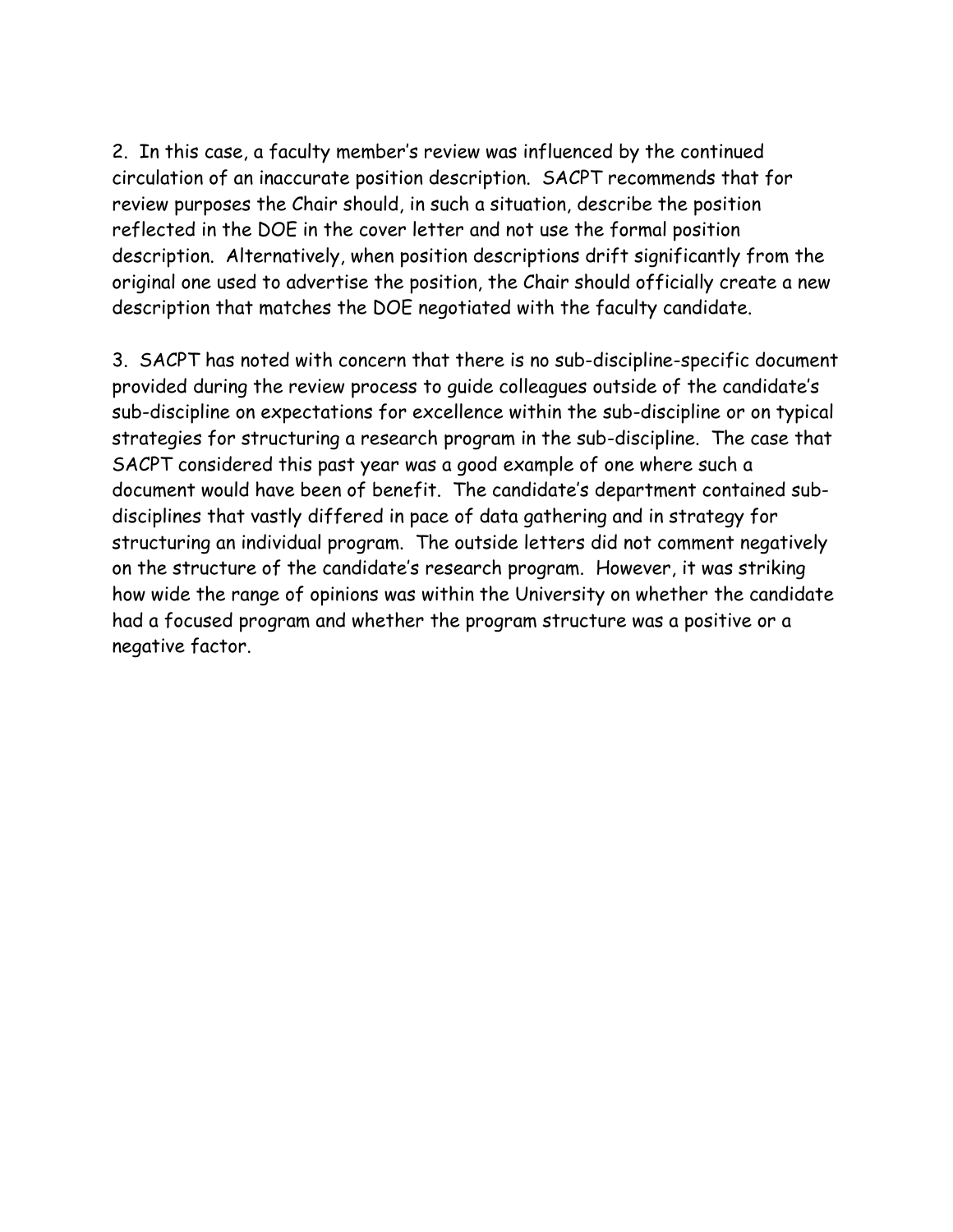2. In this case, a faculty member's review was influenced by the continued circulation of an inaccurate position description. SACPT recommends that for review purposes the Chair should, in such a situation, describe the position reflected in the DOE in the cover letter and not use the formal position description. Alternatively, when position descriptions drift significantly from the original one used to advertise the position, the Chair should officially create a new description that matches the DOE negotiated with the faculty candidate.

3. SACPT has noted with concern that there is no sub-discipline-specific document provided during the review process to guide colleagues outside of the candidate's sub-discipline on expectations for excellence within the sub-discipline or on typical strategies for structuring a research program in the sub-discipline. The case that SACPT considered this past year was a good example of one where such a document would have been of benefit. The candidate's department contained sub-disciplines that vastly differed in pace of data gathering and in strategy for structuring an individual program. The outside letters did not comment negatively on the structure of the candidate's research program. However, it was striking how wide the range of opinions was within the University on whether the candidate had a focused program and whether the program structure was a positive or a negative factor.